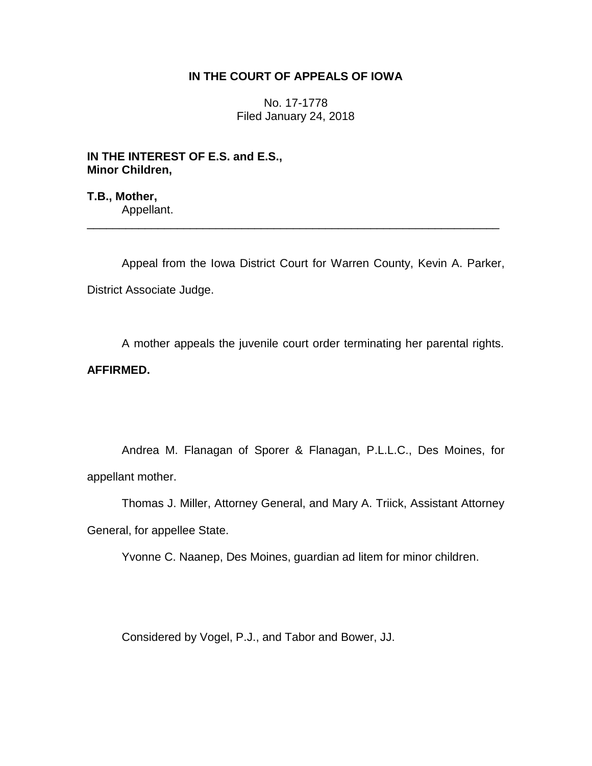**IN THE COURT OF APPEALS OF IOWA**

No. 17-1778
Filed January 24, 2018

**IN THE INTEREST OF E.S. and E.S., Minor Children,**

**T.B., Mother,**
Appellant.

---

Appeal from the Iowa District Court for Warren County, Kevin A. Parker, District Associate Judge.

A mother appeals the juvenile court order terminating her parental rights. **AFFIRMED.**

Andrea M. Flanagan of Sporer & Flanagan, P.L.L.C., Des Moines, for appellant mother.

Thomas J. Miller, Attorney General, and Mary A. Triick, Assistant Attorney General, for appellee State.

Yvonne C. Naanep, Des Moines, guardian ad litem for minor children.

Considered by Vogel, P.J., and Tabor and Bower, JJ.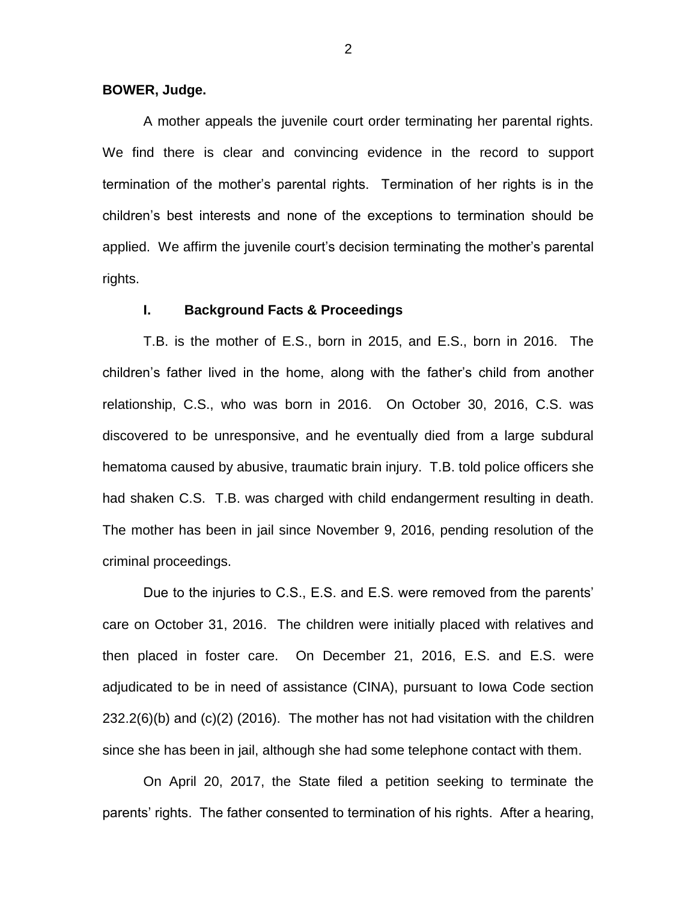**BOWER, Judge.**

A mother appeals the juvenile court order terminating her parental rights. We find there is clear and convincing evidence in the record to support termination of the mother's parental rights. Termination of her rights is in the children's best interests and none of the exceptions to termination should be applied. We affirm the juvenile court's decision terminating the mother's parental rights.

## I. Background Facts & Proceedings

T.B. is the mother of E.S., born in 2015, and E.S., born in 2016. The children's father lived in the home, along with the father's child from another relationship, C.S., who was born in 2016. On October 30, 2016, C.S. was discovered to be unresponsive, and he eventually died from a large subdural hematoma caused by abusive, traumatic brain injury. T.B. told police officers she had shaken C.S. T.B. was charged with child endangerment resulting in death. The mother has been in jail since November 9, 2016, pending resolution of the criminal proceedings.

Due to the injuries to C.S., E.S. and E.S. were removed from the parents' care on October 31, 2016. The children were initially placed with relatives and then placed in foster care. On December 21, 2016, E.S. and E.S. were adjudicated to be in need of assistance (CINA), pursuant to Iowa Code section 232.2(6)(b) and (c)(2) (2016). The mother has not had visitation with the children since she has been in jail, although she had some telephone contact with them.

On April 20, 2017, the State filed a petition seeking to terminate the parents' rights. The father consented to termination of his rights. After a hearing,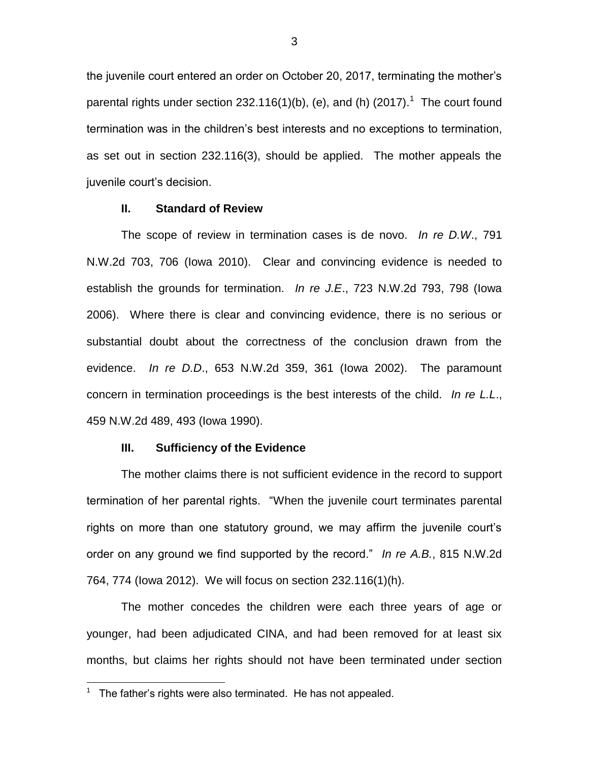the juvenile court entered an order on October 20, 2017, terminating the mother's parental rights under section 232.116(1)(b), (e), and (h) (2017).[1] The court found termination was in the children's best interests and no exceptions to termination, as set out in section 232.116(3), should be applied. The mother appeals the juvenile court's decision.

## II. Standard of Review

The scope of review in termination cases is de novo. *In re D.W*., 791 N.W.2d 703, 706 (Iowa 2010). Clear and convincing evidence is needed to establish the grounds for termination. *In re J.E*., 723 N.W.2d 793, 798 (Iowa 2006). Where there is clear and convincing evidence, there is no serious or substantial doubt about the correctness of the conclusion drawn from the evidence. *In re D.D*., 653 N.W.2d 359, 361 (Iowa 2002). The paramount concern in termination proceedings is the best interests of the child. *In re L.L*., 459 N.W.2d 489, 493 (Iowa 1990).

## III. Sufficiency of the Evidence

The mother claims there is not sufficient evidence in the record to support termination of her parental rights. "When the juvenile court terminates parental rights on more than one statutory ground, we may affirm the juvenile court's order on any ground we find supported by the record." *In re A.B.*, 815 N.W.2d 764, 774 (Iowa 2012). We will focus on section 232.116(1)(h).

The mother concedes the children were each three years of age or younger, had been adjudicated CINA, and had been removed for at least six months, but claims her rights should not have been terminated under section

[1] The father's rights were also terminated. He has not appealed.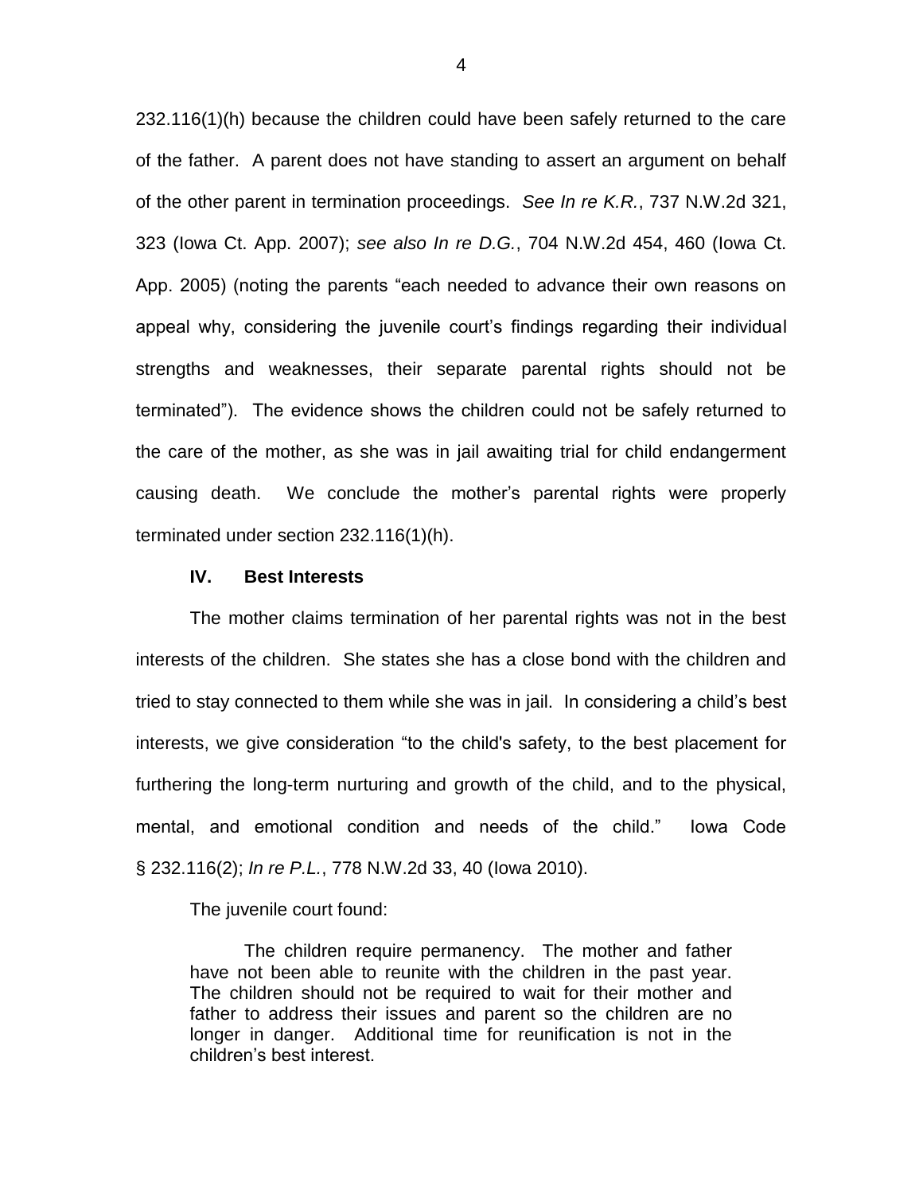232.116(1)(h) because the children could have been safely returned to the care of the father. A parent does not have standing to assert an argument on behalf of the other parent in termination proceedings. *See In re K.R.*, 737 N.W.2d 321, 323 (Iowa Ct. App. 2007); *see also In re D.G.*, 704 N.W.2d 454, 460 (Iowa Ct. App. 2005) (noting the parents "each needed to advance their own reasons on appeal why, considering the juvenile court's findings regarding their individual strengths and weaknesses, their separate parental rights should not be terminated"). The evidence shows the children could not be safely returned to the care of the mother, as she was in jail awaiting trial for child endangerment causing death. We conclude the mother's parental rights were properly terminated under section 232.116(1)(h).

### IV. Best Interests

The mother claims termination of her parental rights was not in the best interests of the children. She states she has a close bond with the children and tried to stay connected to them while she was in jail. In considering a child's best interests, we give consideration "to the child's safety, to the best placement for furthering the long-term nurturing and growth of the child, and to the physical, mental, and emotional condition and needs of the child." Iowa Code § 232.116(2); *In re P.L.*, 778 N.W.2d 33, 40 (Iowa 2010).

The juvenile court found:

> The children require permanency. The mother and father have not been able to reunite with the children in the past year. The children should not be required to wait for their mother and father to address their issues and parent so the children are no longer in danger. Additional time for reunification is not in the children's best interest.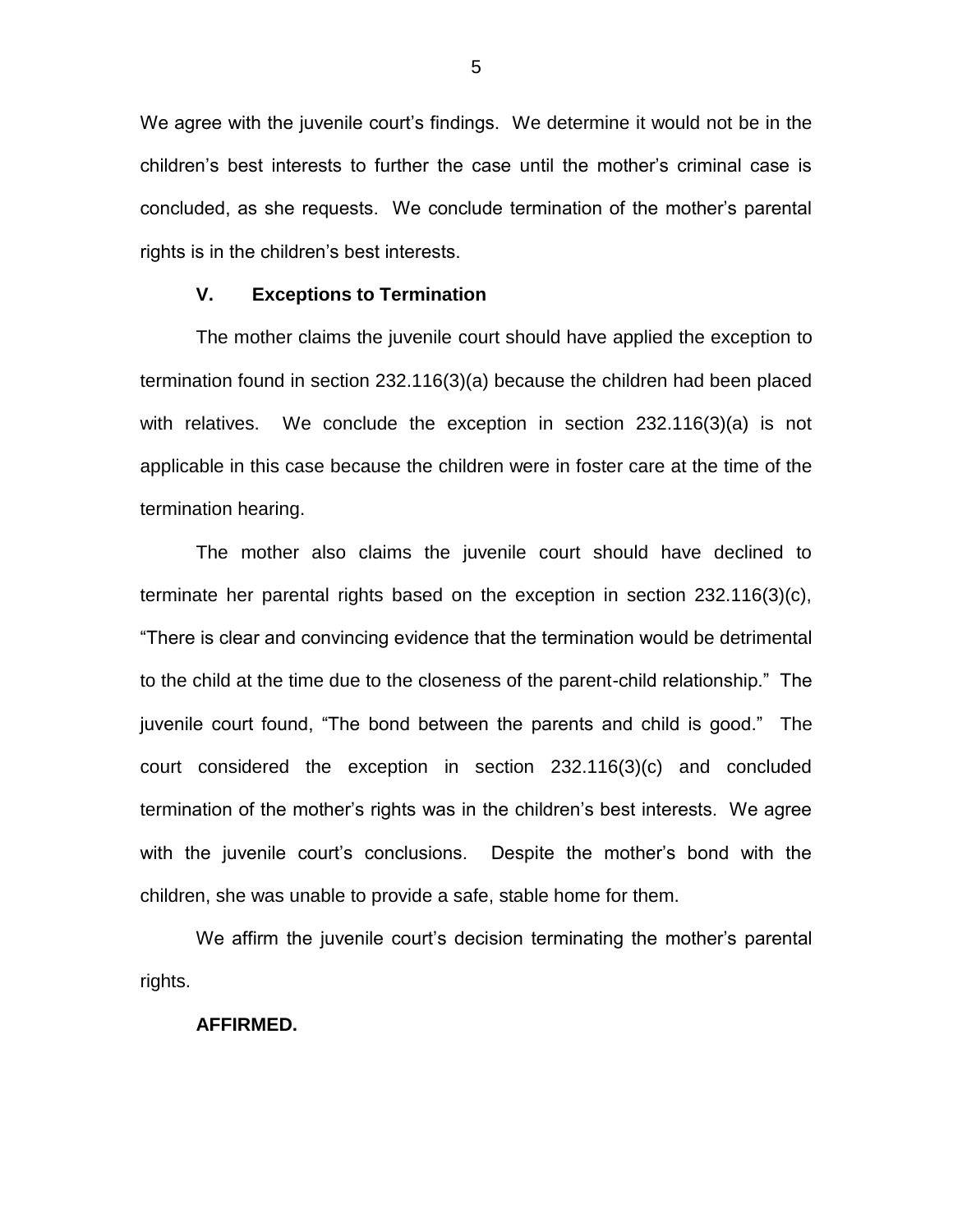We agree with the juvenile court's findings. We determine it would not be in the children's best interests to further the case until the mother's criminal case is concluded, as she requests. We conclude termination of the mother's parental rights is in the children's best interests.

### V. Exceptions to Termination

The mother claims the juvenile court should have applied the exception to termination found in section 232.116(3)(a) because the children had been placed with relatives. We conclude the exception in section 232.116(3)(a) is not applicable in this case because the children were in foster care at the time of the termination hearing.

The mother also claims the juvenile court should have declined to terminate her parental rights based on the exception in section 232.116(3)(c), "There is clear and convincing evidence that the termination would be detrimental to the child at the time due to the closeness of the parent-child relationship." The juvenile court found, "The bond between the parents and child is good." The court considered the exception in section 232.116(3)(c) and concluded termination of the mother's rights was in the children's best interests. We agree with the juvenile court's conclusions. Despite the mother's bond with the children, she was unable to provide a safe, stable home for them.

We affirm the juvenile court's decision terminating the mother's parental rights.

**AFFIRMED.**